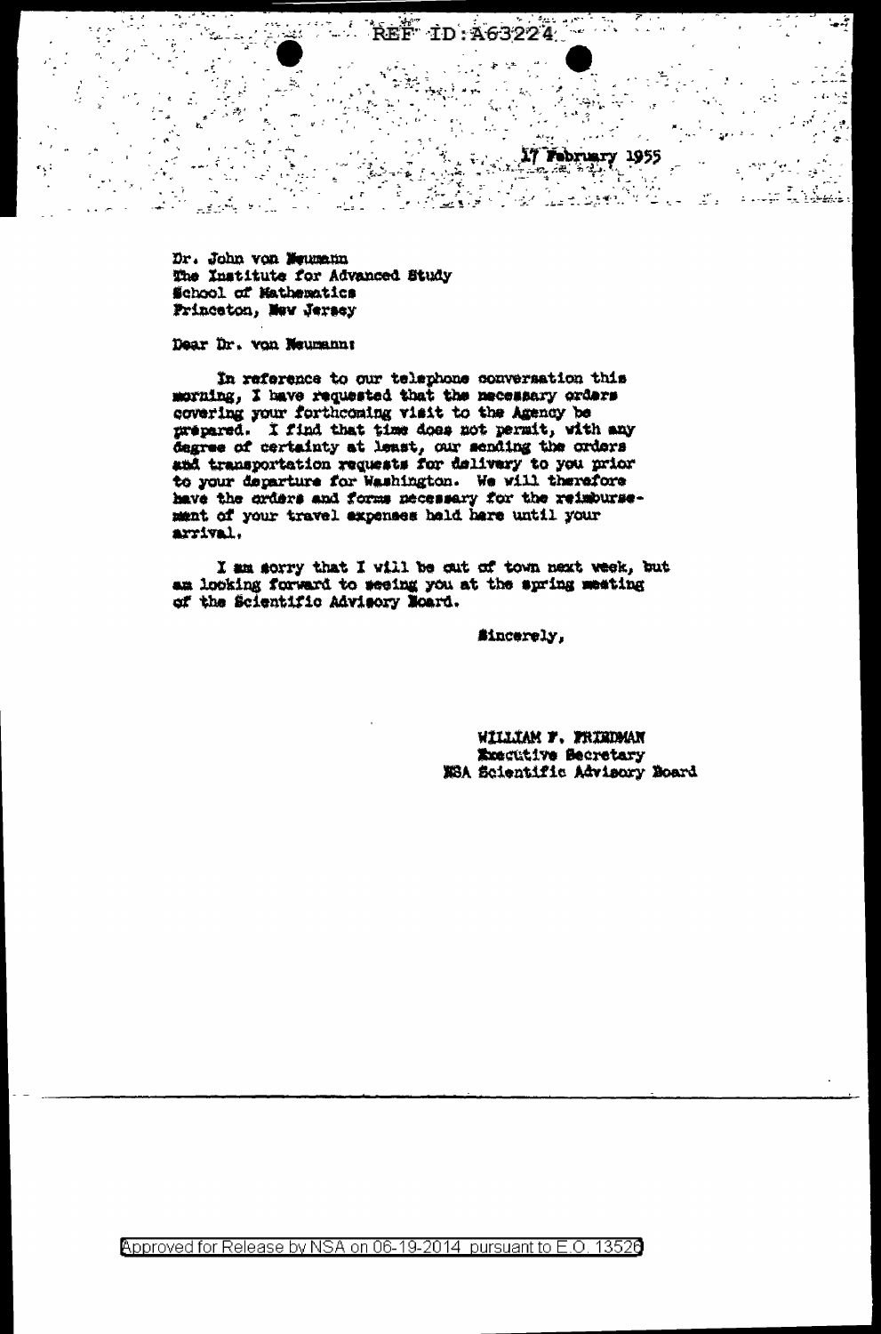REF ID:A63224

17 February 1955

Dr. John von Neumann
The Institute for Advanced Study
School of Mathematics
Princeton, New Jersey

Dear Dr. von Neumann:

In reference to our telephone conversation this morning, I have requested that the necessary orders covering your forthcoming visit to the Agency be prepared. I find that time does not permit, with any degree of certainty at least, our sending the orders and transportation requests for delivery to you prior to your departure for Washington. We will therefore have the orders and forms necessary for the reimbursement of your travel expenses held here until your arrival.

I am sorry that I will be out of town next week, but am looking forward to seeing you at the spring meeting of the Scientific Advisory Board.

Sincerely,

WILLIAM F. FRIEDMAN
Executive Secretary
NSA Scientific Advisory Board

Approved for Release by NSA on 06-19-2014 pursuant to E.O. 13526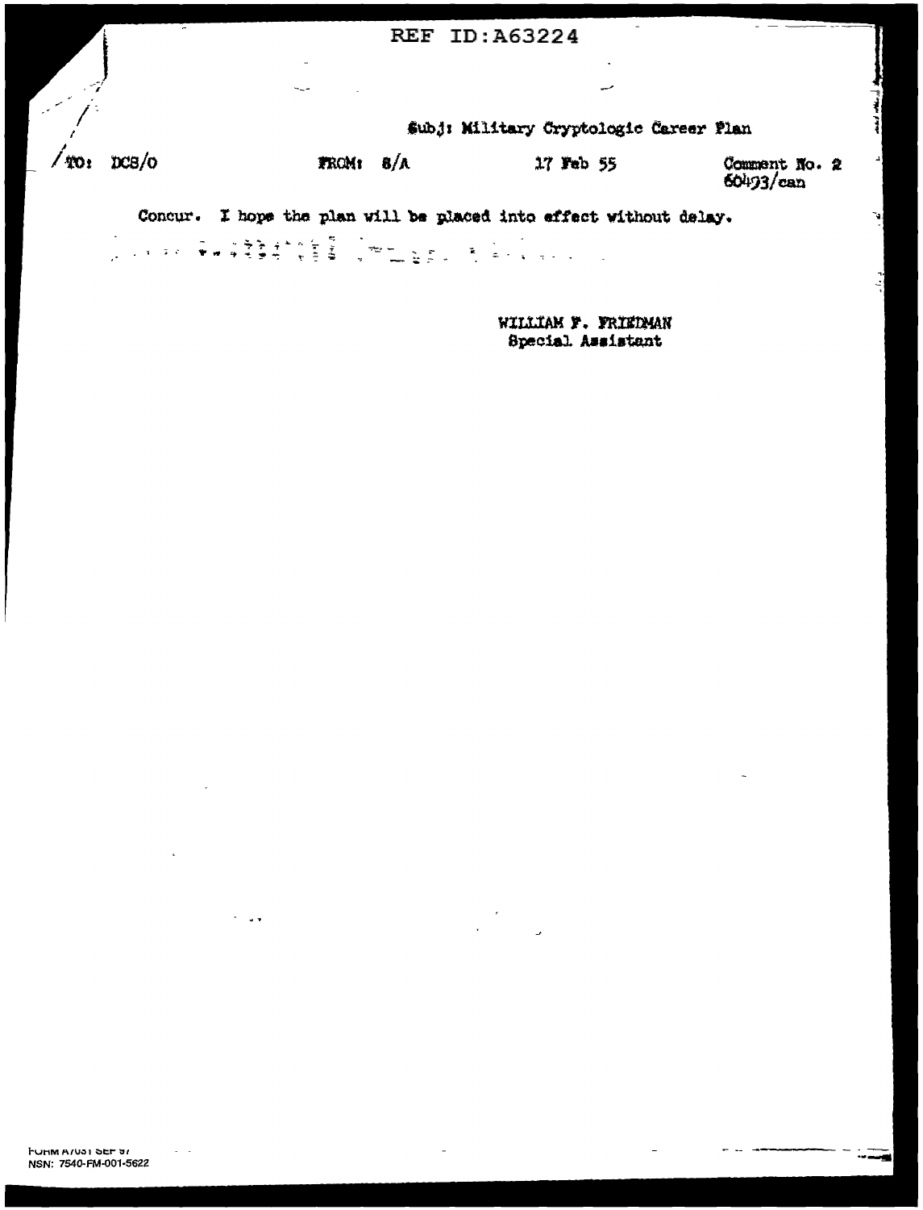REF ID:A63224

Subj: Military Cryptologic Career Plan

TO: DCS/O  FROM: S/A  17 Feb 55  Comment No. 2
60493/can

Concur. I hope the plan will be placed into effect without delay.

WILLIAM F. FRIEDMAN
Special Assistant